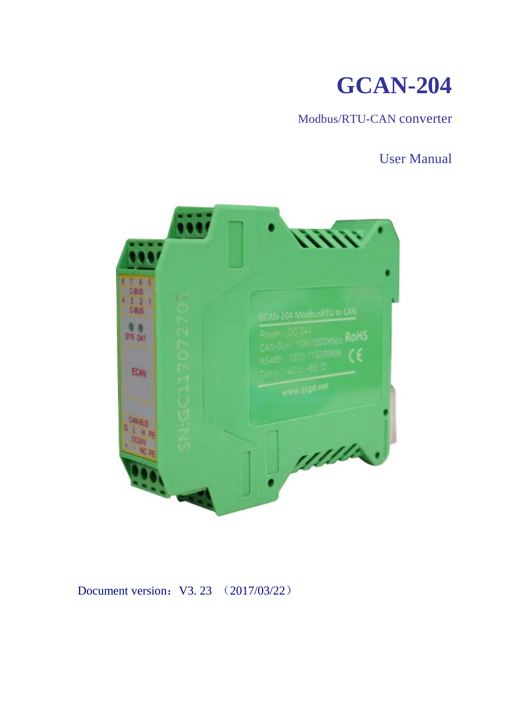# GCAN-204

Modbus/RTU-CAN converter

User Manual

Document version：V3. 23 （2017/03/22）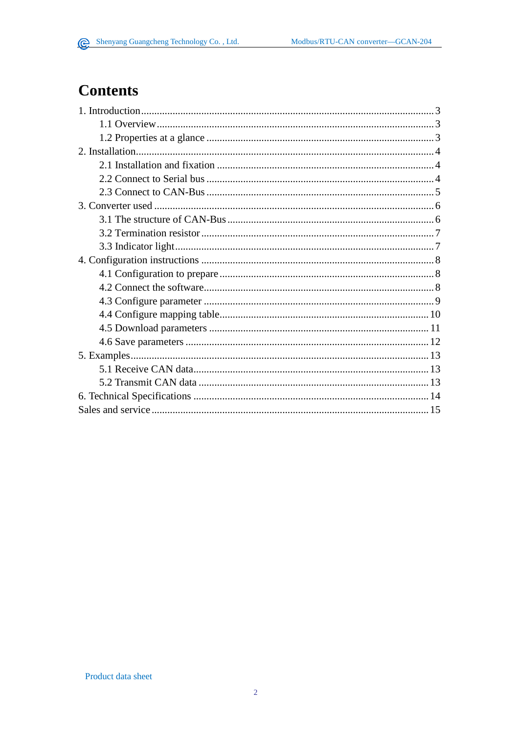# Contents

1. Introduction ........................................................................................................ 3
   - 1.1 Overview ........................................................................................................ 3
   - 1.2 Properties at a glance ........................................................................................................ 3
2. Installation ........................................................................................................ 4
   - 2.1 Installation and fixation ........................................................................................................ 4
   - 2.2 Connect to Serial bus ........................................................................................................ 4
   - 2.3 Connect to CAN-Bus ........................................................................................................ 5
3. Converter used ........................................................................................................ 6
   - 3.1 The structure of CAN-Bus ........................................................................................................ 6
   - 3.2 Termination resistor ........................................................................................................ 7
   - 3.3 Indicator light ........................................................................................................ 7
4. Configuration instructions ........................................................................................................ 8
   - 4.1 Configuration to prepare ........................................................................................................ 8
   - 4.2 Connect the software ........................................................................................................ 8
   - 4.3 Configure parameter ........................................................................................................ 9
   - 4.4 Configure mapping table ........................................................................................................ 10
   - 4.5 Download parameters ........................................................................................................ 11
   - 4.6 Save parameters ........................................................................................................ 12
5. Examples ........................................................................................................ 13
   - 5.1 Receive CAN data ........................................................................................................ 13
   - 5.2 Transmit CAN data ........................................................................................................ 13
6. Technical Specifications ........................................................................................................ 14

Sales and service ........................................................................................................ 15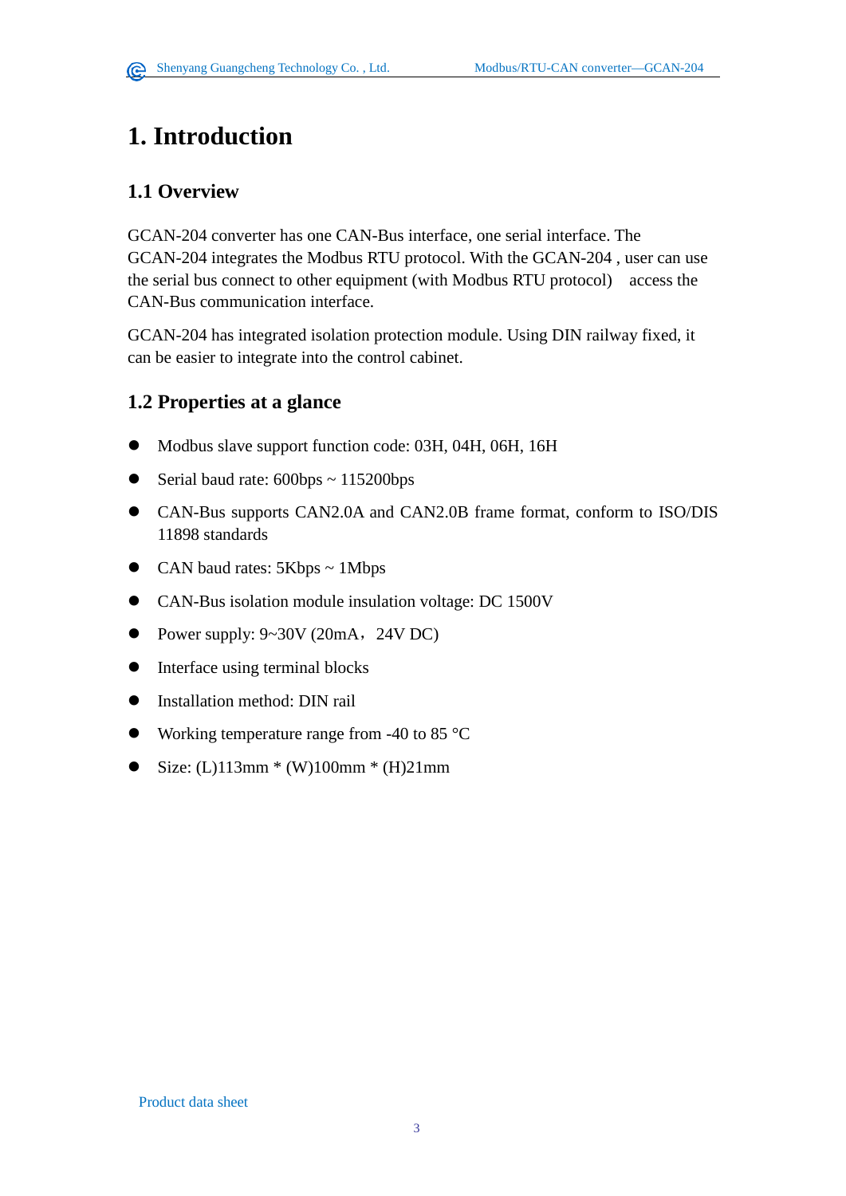# 1. Introduction

## 1.1 Overview

GCAN-204 converter has one CAN-Bus interface, one serial interface. The GCAN-204 integrates the Modbus RTU protocol. With the GCAN-204 , user can use the serial bus connect to other equipment (with Modbus RTU protocol)  access the CAN-Bus communication interface.

GCAN-204 has integrated isolation protection module. Using DIN railway fixed, it can be easier to integrate into the control cabinet.

## 1.2 Properties at a glance

- Modbus slave support function code: 03H, 04H, 06H, 16H
- Serial baud rate: 600bps ~ 115200bps
- CAN-Bus supports CAN2.0A and CAN2.0B frame format, conform to ISO/DIS 11898 standards
- CAN baud rates: 5Kbps ~ 1Mbps
- CAN-Bus isolation module insulation voltage: DC 1500V
- Power supply: 9~30V (20mA，24V DC)
- Interface using terminal blocks
- Installation method: DIN rail
- Working temperature range from -40 to 85 °C
- Size: (L)113mm * (W)100mm * (H)21mm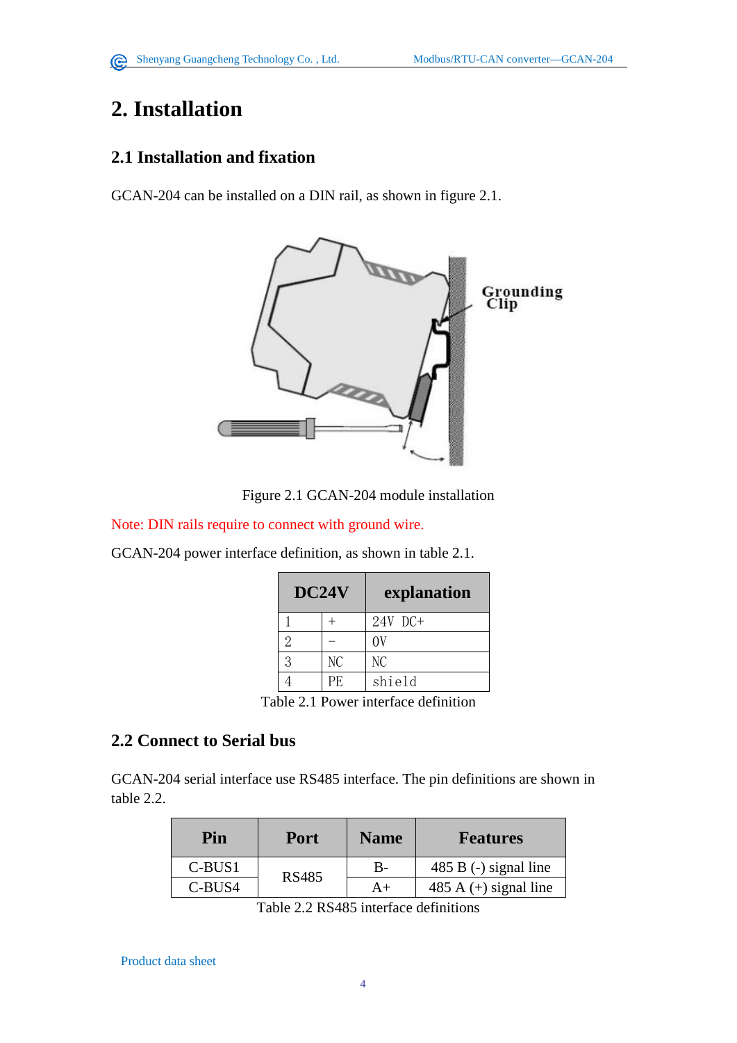# 2. Installation

## 2.1 Installation and fixation

GCAN-204 can be installed on a DIN rail, as shown in figure 2.1.

Grounding Clip

Figure 2.1 GCAN-204 module installation

Note: DIN rails require to connect with ground wire.

GCAN-204 power interface definition, as shown in table 2.1.

| DC24V | | explanation |
|---|---|---|
| 1 | + | 24V DC+ |
| 2 | − | 0V |
| 3 | NC | NC |
| 4 | PE | shield |

Table 2.1 Power interface definition

## 2.2 Connect to Serial bus

GCAN-204 serial interface use RS485 interface. The pin definitions are shown in table 2.2.

| Pin | Port | Name | Features |
|---|---|---|---|
| C-BUS1 | RS485 | B- | 485 B (-) signal line |
| C-BUS4 | | A+ | 485 A (+) signal line |

Table 2.2 RS485 interface definitions

Product data sheet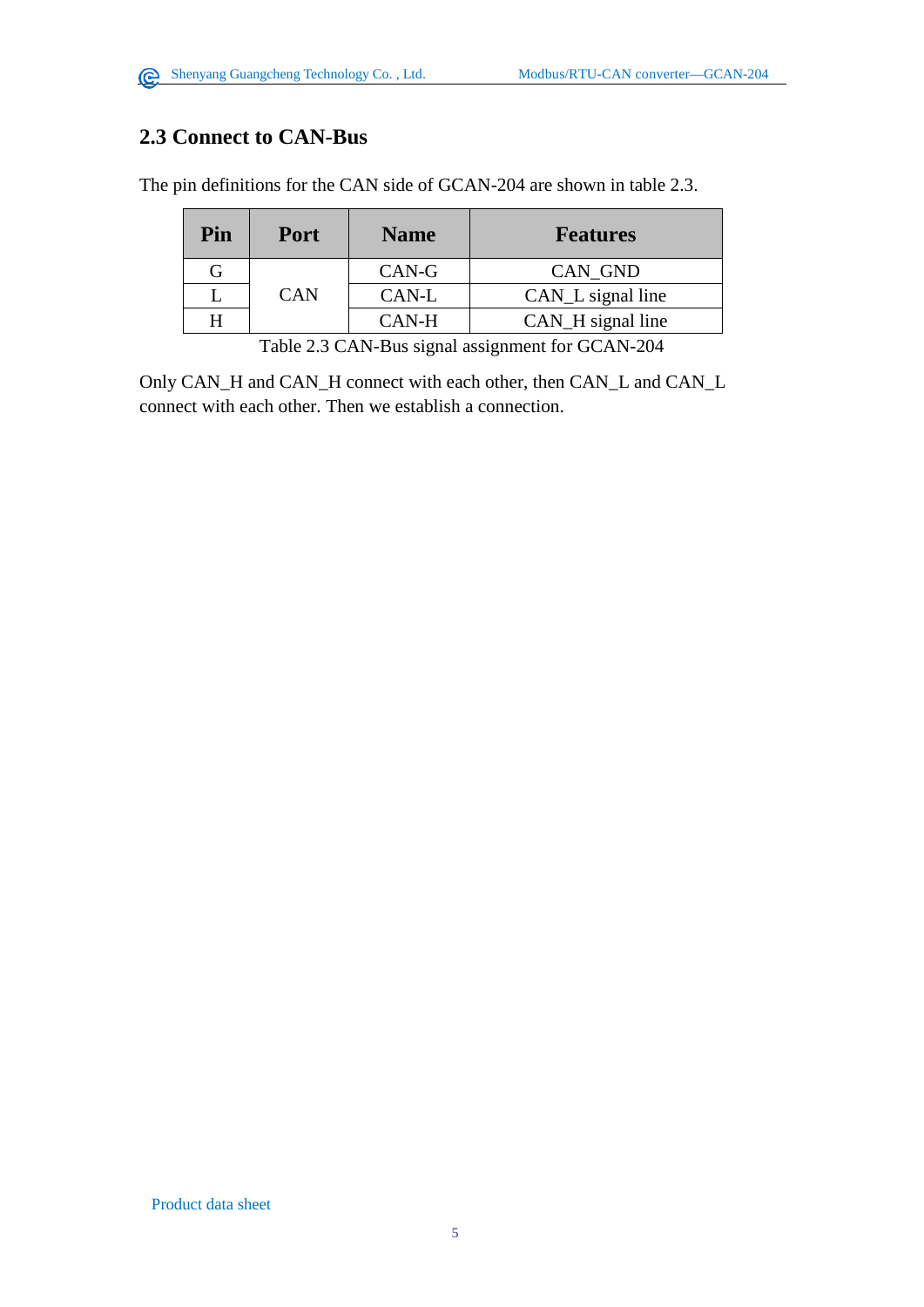## 2.3 Connect to CAN-Bus

The pin definitions for the CAN side of GCAN-204 are shown in table 2.3.

| Pin | Port | Name | Features |
|---|---|---|---|
| G | CAN | CAN-G | CAN_GND |
| L | | CAN-L | CAN_L signal line |
| H | | CAN-H | CAN_H signal line |

Table 2.3 CAN-Bus signal assignment for GCAN-204

Only CAN_H and CAN_H connect with each other, then CAN_L and CAN_L connect with each other. Then we establish a connection.

Product data sheet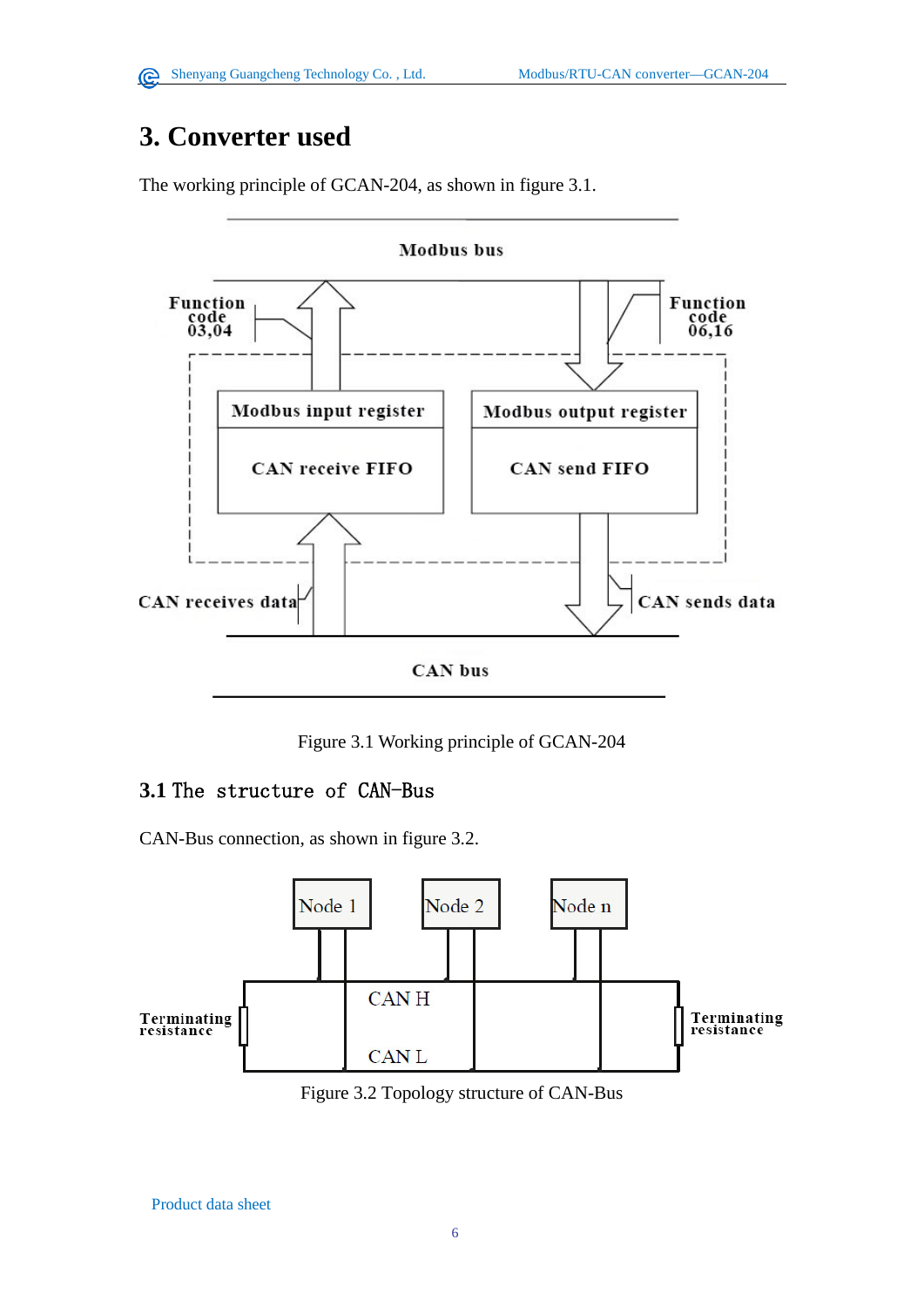# 3. Converter used

The working principle of GCAN-204, as shown in figure 3.1.

Modbus bus

Function code 03,04

Function code 06,16

Modbus input register

CAN receive FIFO

Modbus output register

CAN send FIFO

CAN receives data

CAN sends data

CAN bus

Figure 3.1 Working principle of GCAN-204

## 3.1 The structure of CAN-Bus

CAN-Bus connection, as shown in figure 3.2.

Node 1

Node 2

Node n

CAN H

CAN L

Terminating resistance

Terminating resistance

Figure 3.2 Topology structure of CAN-Bus

Product data sheet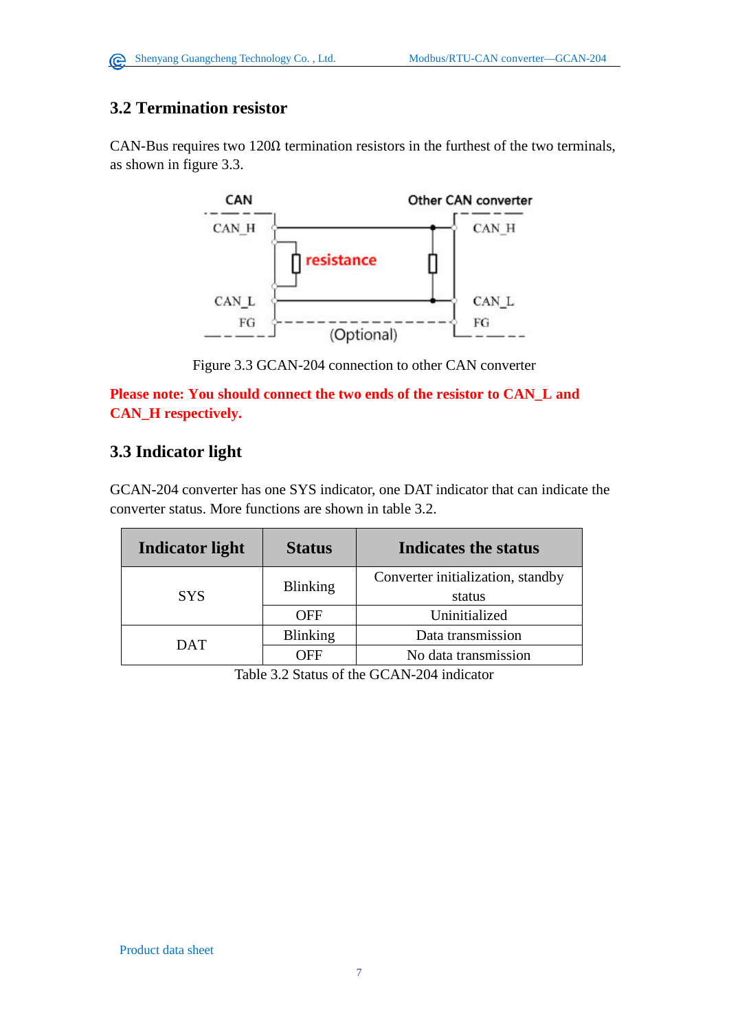## 3.2 Termination resistor

CAN-Bus requires two 120Ω termination resistors in the furthest of the two terminals, as shown in figure 3.3.

CAN

Other CAN converter

CAN_H

resistance

CAN_L

FG

(Optional)

CAN_H

CAN_L

FG

Figure 3.3 GCAN-204 connection to other CAN converter

**Please note: You should connect the two ends of the resistor to CAN_L and CAN_H respectively.**

## 3.3 Indicator light

GCAN-204 converter has one SYS indicator, one DAT indicator that can indicate the converter status. More functions are shown in table 3.2.

| Indicator light | Status | Indicates the status |
|---|---|---|
| SYS | Blinking | Converter initialization, standby status |
| | OFF | Uninitialized |
| DAT | Blinking | Data transmission |
| | OFF | No data transmission |

Table 3.2 Status of the GCAN-204 indicator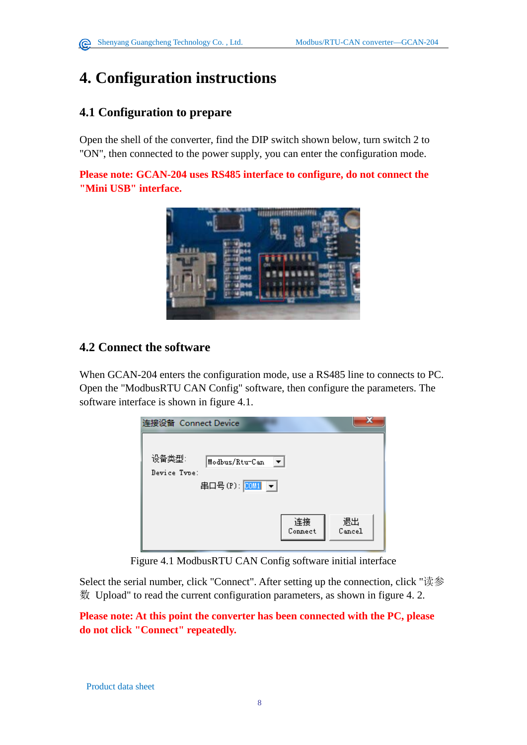# 4. Configuration instructions

## 4.1 Configuration to prepare

Open the shell of the converter, find the DIP switch shown below, turn switch 2 to "ON", then connected to the power supply, you can enter the configuration mode.

**Please note: GCAN-204 uses RS485 interface to configure, do not connect the "Mini USB" interface.**

## 4.2 Connect the software

When GCAN-204 enters the configuration mode, use a RS485 line to connects to PC. Open the "ModbusRTU CAN Config" software, then configure the parameters. The software interface is shown in figure 4.1.

Figure 4.1 ModbusRTU CAN Config software initial interface

Select the serial number, click "Connect". After setting up the connection, click "读参数 Upload" to read the current configuration parameters, as shown in figure 4. 2.

**Please note: At this point the converter has been connected with the PC, please do not click "Connect" repeatedly.**

Product data sheet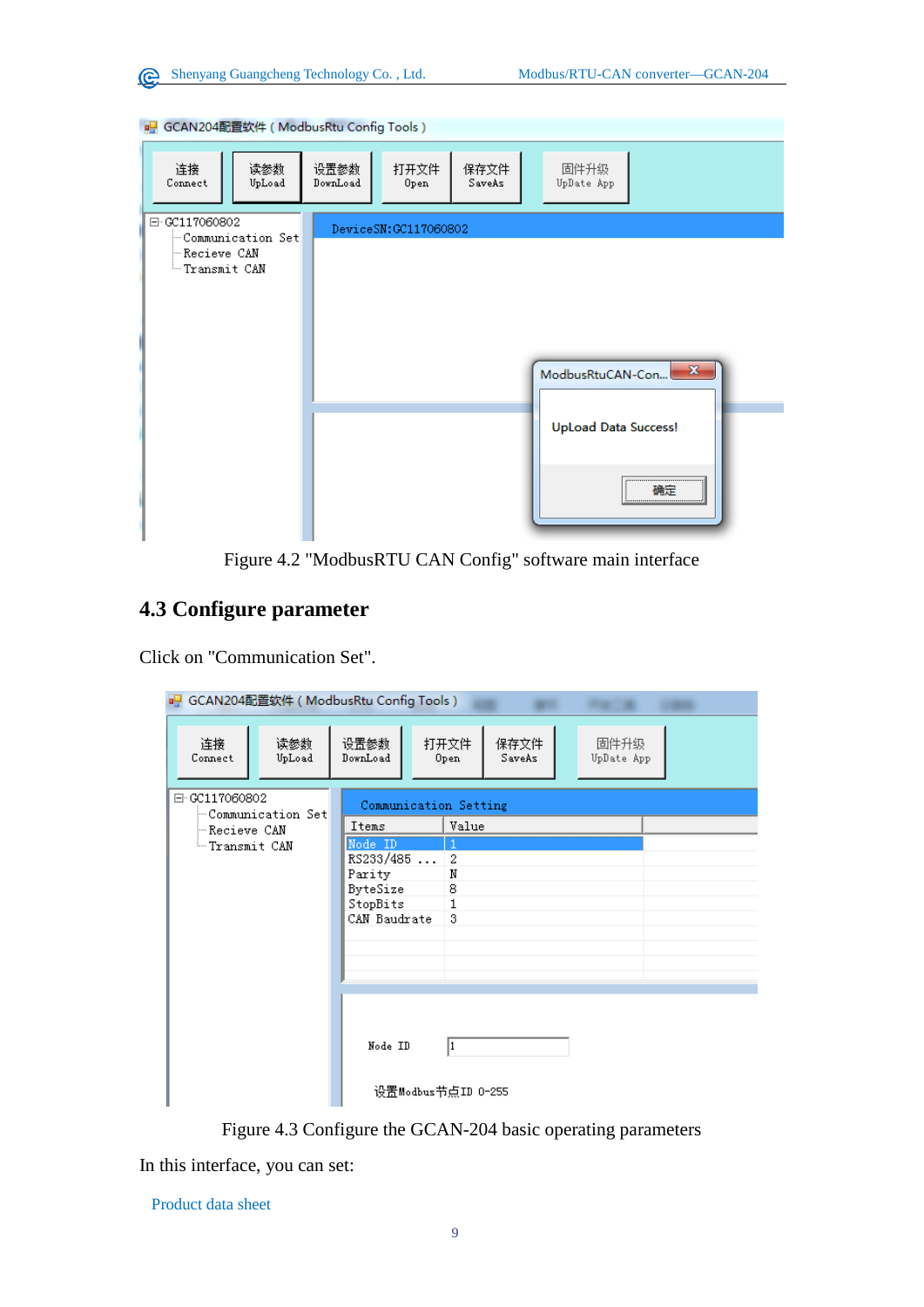Figure 4.2 "ModbusRTU CAN Config" software main interface

## 4.3 Configure parameter

Click on "Communication Set".

Figure 4.3 Configure the GCAN-204 basic operating parameters

In this interface, you can set: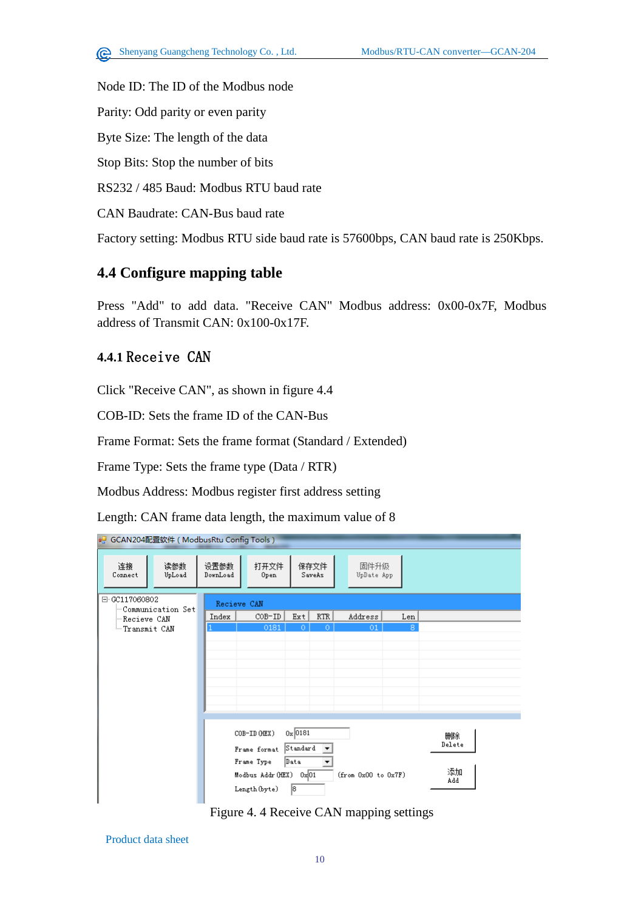Node ID: The ID of the Modbus node

Parity: Odd parity or even parity

Byte Size: The length of the data

Stop Bits: Stop the number of bits

RS232 / 485 Baud: Modbus RTU baud rate

CAN Baudrate: CAN-Bus baud rate

Factory setting: Modbus RTU side baud rate is 57600bps, CAN baud rate is 250Kbps.

## 4.4 Configure mapping table

Press "Add" to add data. "Receive CAN" Modbus address: 0x00-0x7F, Modbus address of Transmit CAN: 0x100-0x17F.

### 4.4.1 Receive CAN

Click "Receive CAN", as shown in figure 4.4

COB-ID: Sets the frame ID of the CAN-Bus

Frame Format: Sets the frame format (Standard / Extended)

Frame Type: Sets the frame type (Data / RTR)

Modbus Address: Modbus register first address setting

Length: CAN frame data length, the maximum value of 8

Figure 4. 4 Receive CAN mapping settings

Product data sheet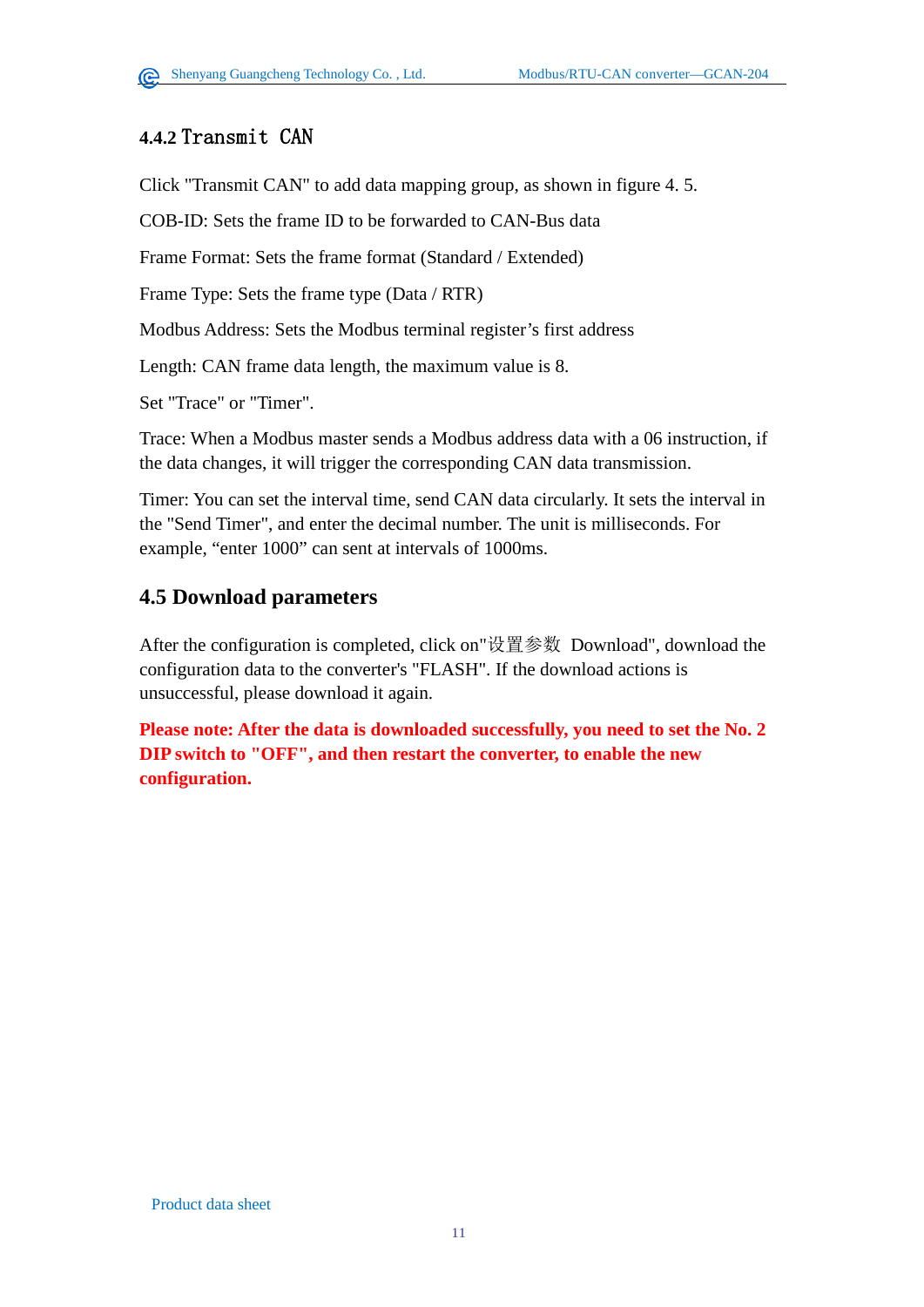### 4.4.2 Transmit CAN

Click "Transmit CAN" to add data mapping group, as shown in figure 4. 5.

COB-ID: Sets the frame ID to be forwarded to CAN-Bus data

Frame Format: Sets the frame format (Standard / Extended)

Frame Type: Sets the frame type (Data / RTR)

Modbus Address: Sets the Modbus terminal register's first address

Length: CAN frame data length, the maximum value is 8.

Set "Trace" or "Timer".

Trace: When a Modbus master sends a Modbus address data with a 06 instruction, if the data changes, it will trigger the corresponding CAN data transmission.

Timer: You can set the interval time, send CAN data circularly. It sets the interval in the "Send Timer", and enter the decimal number. The unit is milliseconds. For example, "enter 1000" can sent at intervals of 1000ms.

## 4.5 Download parameters

After the configuration is completed, click on"设置参数 Download", download the configuration data to the converter's "FLASH". If the download actions is unsuccessful, please download it again.

**Please note: After the data is downloaded successfully, you need to set the No. 2 DIP switch to "OFF", and then restart the converter, to enable the new configuration.**

Product data sheet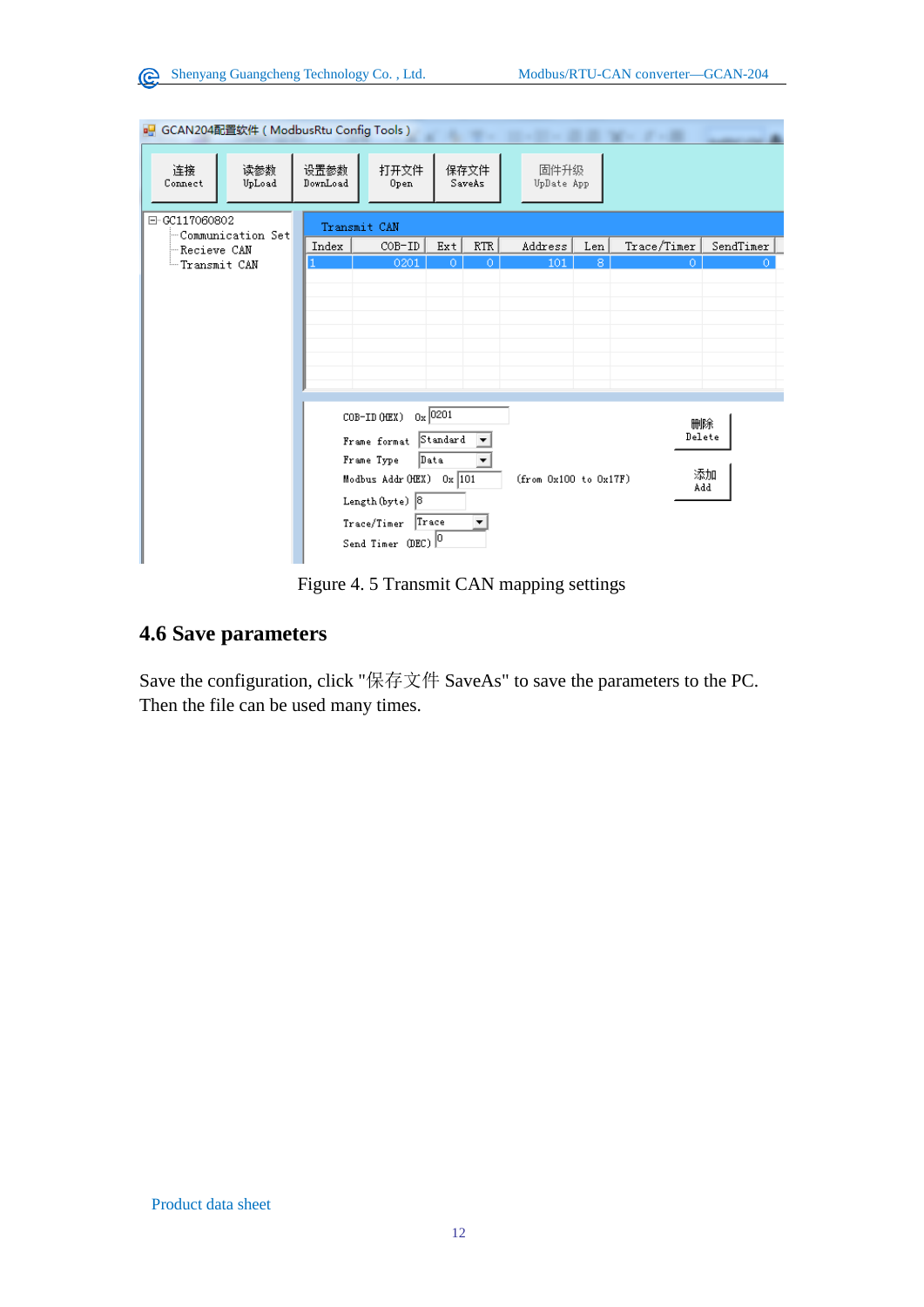GCAN204配置软件 ( ModbusRtu Config Tools )

连接 Connect | 读参数 UpLoad | 设置参数 DownLoad | 打开文件 Open | 保存文件 SaveAs | 固件升级 UpDate App

GC117060802
- Communication Set
- Recieve CAN
- Transmit CAN

Transmit CAN

| Index | COB-ID | Ext | RTR | Address | Len | Trace/Timer | SendTimer |
|---|---|---|---|---|---|---|---|
| 1 | 0201 | 0 | 0 | 101 | 8 | 0 | 0 |

COB-ID (HEX) 0x 0201

Frame format Standard

Frame Type Data

Modbus Addr (HEX) 0x 101 (from 0x100 to 0x17F)

Length (byte) 8

Trace/Timer Trace

Send Timer (DEC) 0

删除 Delete

添加 Add

Figure 4. 5 Transmit CAN mapping settings

## 4.6 Save parameters

Save the configuration, click "保存文件 SaveAs" to save the parameters to the PC. Then the file can be used many times.

Product data sheet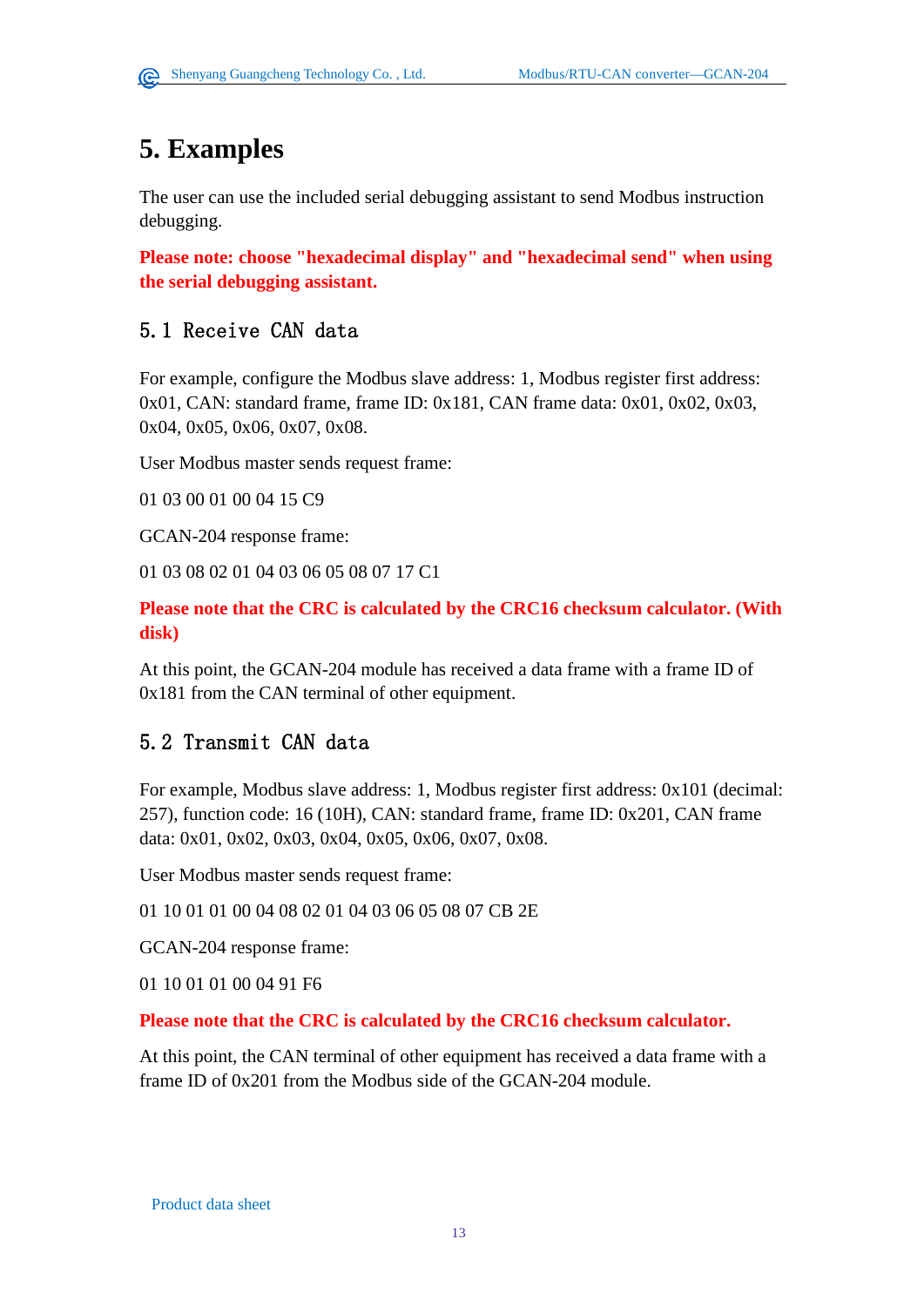# 5. Examples

The user can use the included serial debugging assistant to send Modbus instruction debugging.

**Please note: choose "hexadecimal display" and "hexadecimal send" when using the serial debugging assistant.**

## 5.1 Receive CAN data

For example, configure the Modbus slave address: 1, Modbus register first address: 0x01, CAN: standard frame, frame ID: 0x181, CAN frame data: 0x01, 0x02, 0x03, 0x04, 0x05, 0x06, 0x07, 0x08.

User Modbus master sends request frame:

01 03 00 01 00 04 15 C9

GCAN-204 response frame:

01 03 08 02 01 04 03 06 05 08 07 17 C1

**Please note that the CRC is calculated by the CRC16 checksum calculator. (With disk)**

At this point, the GCAN-204 module has received a data frame with a frame ID of 0x181 from the CAN terminal of other equipment.

## 5.2 Transmit CAN data

For example, Modbus slave address: 1, Modbus register first address: 0x101 (decimal: 257), function code: 16 (10H), CAN: standard frame, frame ID: 0x201, CAN frame data: 0x01, 0x02, 0x03, 0x04, 0x05, 0x06, 0x07, 0x08.

User Modbus master sends request frame:

01 10 01 01 00 04 08 02 01 04 03 06 05 08 07 CB 2E

GCAN-204 response frame:

01 10 01 01 00 04 91 F6

**Please note that the CRC is calculated by the CRC16 checksum calculator.**

At this point, the CAN terminal of other equipment has received a data frame with a frame ID of 0x201 from the Modbus side of the GCAN-204 module.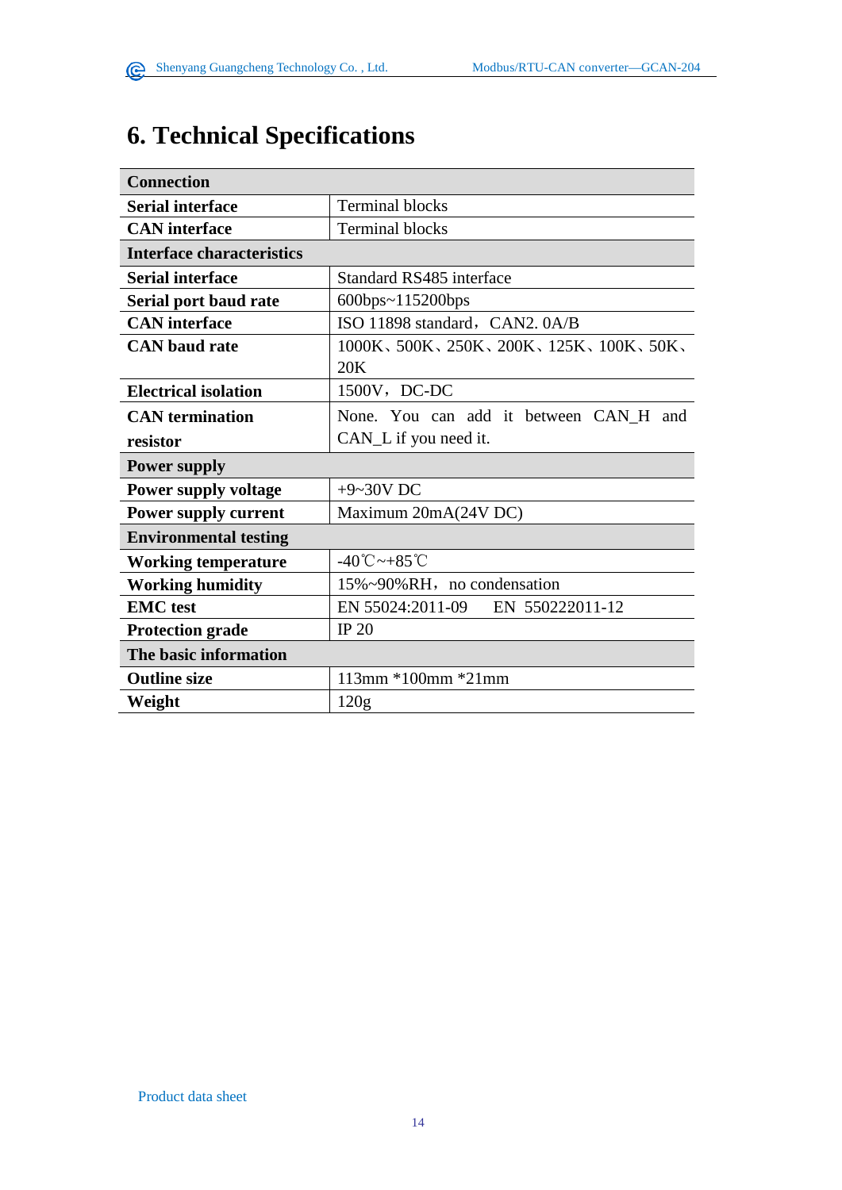# 6. Technical Specifications

| | |
|---|---|
| **Connection** | |
| **Serial interface** | Terminal blocks |
| **CAN interface** | Terminal blocks |
| **Interface characteristics** | |
| **Serial interface** | Standard RS485 interface |
| **Serial port baud rate** | 600bps~115200bps |
| **CAN interface** | ISO 11898 standard，CAN2. 0A/B |
| **CAN baud rate** | 1000K、500K、250K、200K、125K、100K、50K、20K |
| **Electrical isolation** | 1500V，DC-DC |
| **CAN termination resistor** | None. You can add it between CAN_H and CAN_L if you need it. |
| **Power supply** | |
| **Power supply voltage** | +9~30V DC |
| **Power supply current** | Maximum 20mA(24V DC) |
| **Environmental testing** | |
| **Working temperature** | -40℃~+85℃ |
| **Working humidity** | 15%~90%RH，no condensation |
| **EMC test** | EN 55024:2011-09  EN 550222011-12 |
| **Protection grade** | IP 20 |
| **The basic information** | |
| **Outline size** | 113mm *100mm *21mm |
| **Weight** | 120g |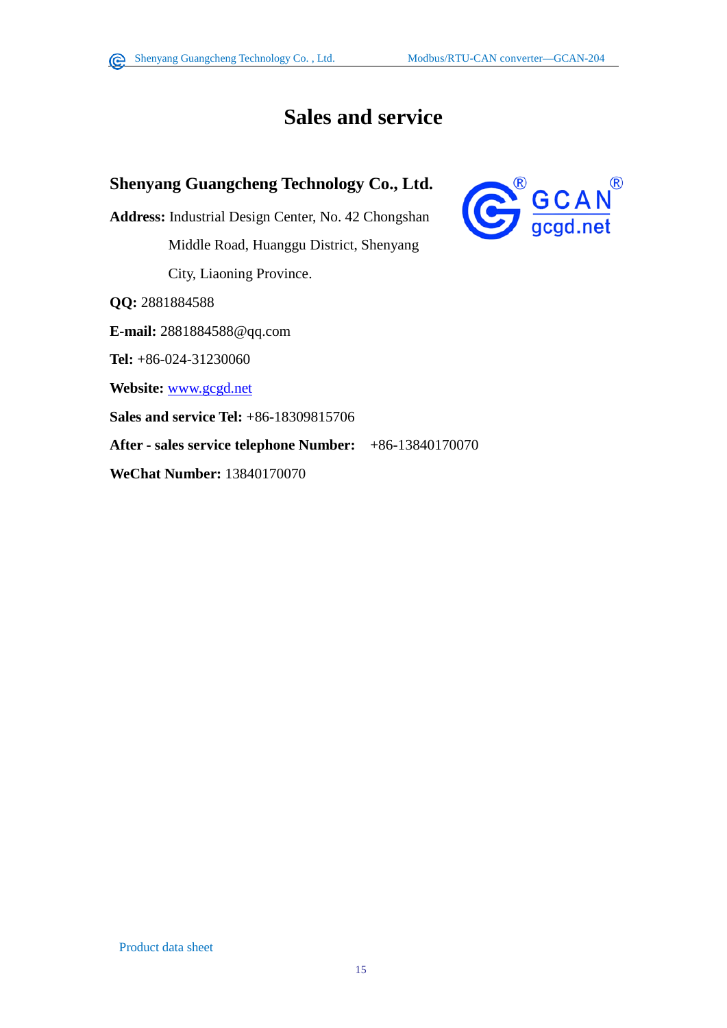# Sales and service

## Shenyang Guangcheng Technology Co., Ltd.

**Address:** Industrial Design Center, No. 42 Chongshan Middle Road, Huanggu District, Shenyang City, Liaoning Province.

**QQ:** 2881884588

**E-mail:** 2881884588@qq.com

**Tel:** +86-024-31230060

**Website:** www.gcgd.net

**Sales and service Tel:** +86-18309815706

**After - sales service telephone Number:** +86-13840170070

**WeChat Number:** 13840170070

Product data sheet